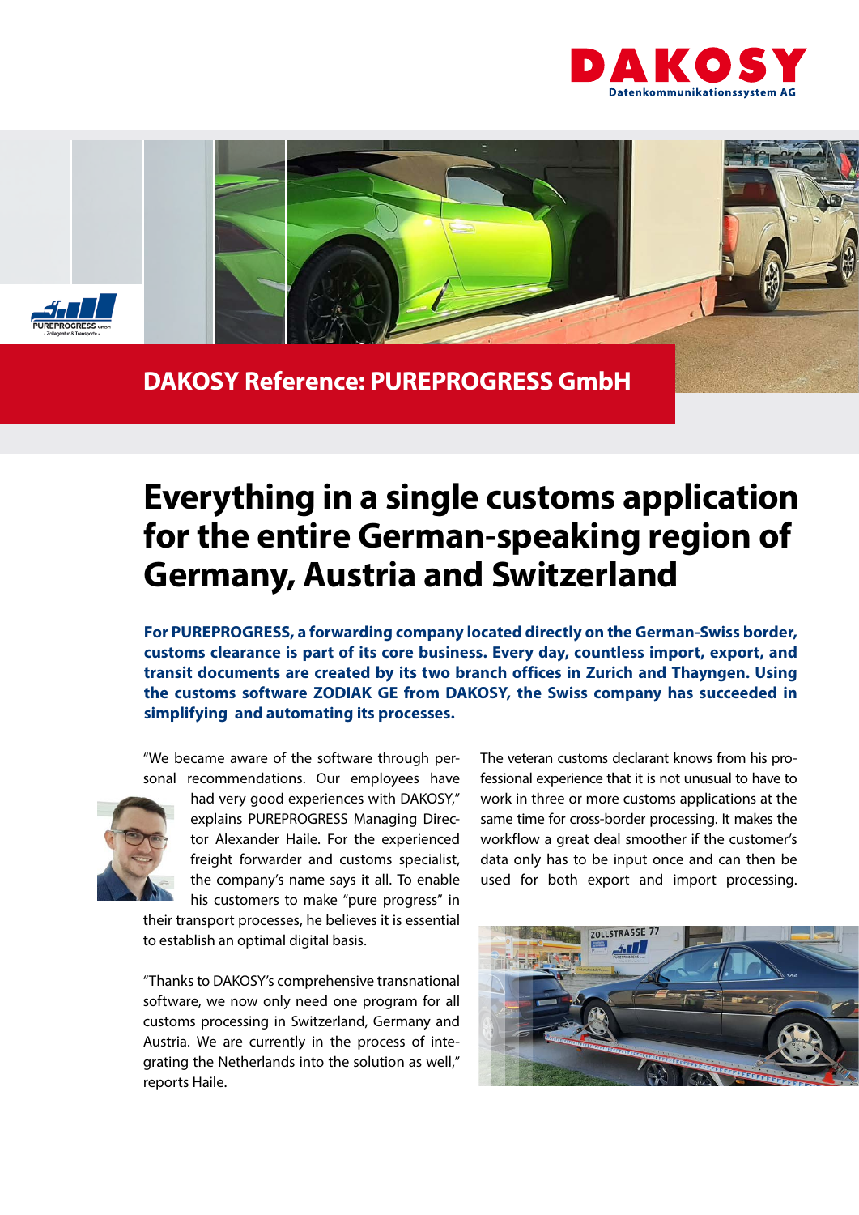DAKOSY
Datenkommunikationssystem AG

## DAKOSY Reference: PUREPROGRESS GmbH

# Everything in a single customs application for the entire German-speaking region of Germany, Austria and Switzerland

**For PUREPROGRESS, a forwarding company located directly on the German-Swiss border, customs clearance is part of its core business. Every day, countless import, export, and transit documents are created by its two branch offices in Zurich and Thayngen. Using the customs software ZODIAK GE from DAKOSY, the Swiss company has succeeded in simplifying and automating its processes.**

"We became aware of the software through personal recommendations. Our employees have had very good experiences with DAKOSY," explains PUREPROGRESS Managing Director Alexander Haile. For the experienced freight forwarder and customs specialist, the company's name says it all. To enable his customers to make "pure progress" in their transport processes, he believes it is essential to establish an optimal digital basis.

"Thanks to DAKOSY's comprehensive transnational software, we now only need one program for all customs processing in Switzerland, Germany and Austria. We are currently in the process of integrating the Netherlands into the solution as well," reports Haile.

The veteran customs declarant knows from his professional experience that it is not unusual to have to work in three or more customs applications at the same time for cross-border processing. It makes the workflow a great deal smoother if the customer's data only has to be input once and can then be used for both export and import processing.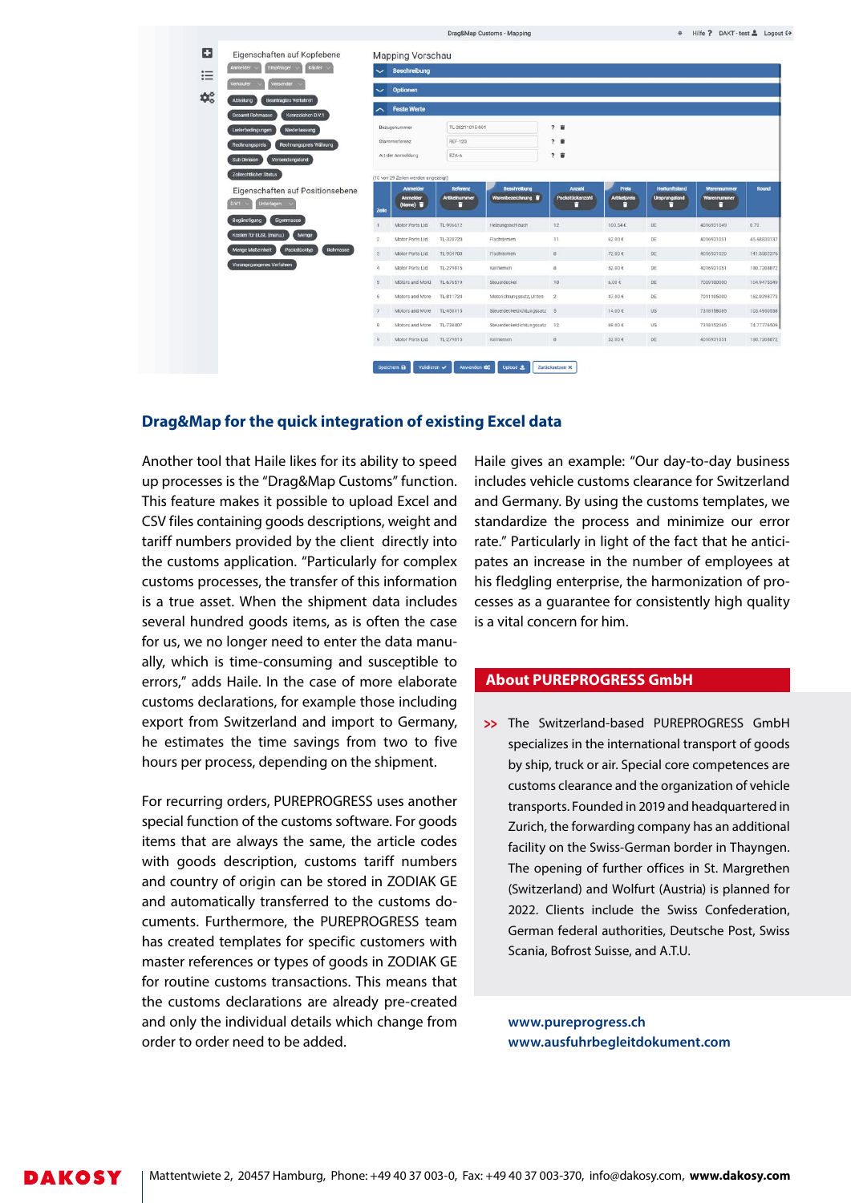## Drag&Map for the quick integration of existing Excel data

Another tool that Haile likes for its ability to speed up processes is the "Drag&Map Customs" function. This feature makes it possible to upload Excel and CSV files containing goods descriptions, weight and tariff numbers provided by the client directly into the customs application. "Particularly for complex customs processes, the transfer of this information is a true asset. When the shipment data includes several hundred goods items, as is often the case for us, we no longer need to enter the data manually, which is time-consuming and susceptible to errors," adds Haile. In the case of more elaborate customs declarations, for example those including export from Switzerland and import to Germany, he estimates the time savings from two to five hours per process, depending on the shipment.

For recurring orders, PUREPROGRESS uses another special function of the customs software. For goods items that are always the same, the article codes with goods description, customs tariff numbers and country of origin can be stored in ZODIAK GE and automatically transferred to the customs documents. Furthermore, the PUREPROGRESS team has created templates for specific customers with master references or types of goods in ZODIAK GE for routine customs transactions. This means that the customs declarations are already pre-created and only the individual details which change from order to order need to be added.

Haile gives an example: "Our day-to-day business includes vehicle customs clearance for Switzerland and Germany. By using the customs templates, we standardize the process and minimize our error rate." Particularly in light of the fact that he anticipates an increase in the number of employees at his fledgling enterprise, the harmonization of processes as a guarantee for consistently high quality is a vital concern for him.

### About PUREPROGRESS GmbH

>> The Switzerland-based PUREPROGRESS GmbH specializes in the international transport of goods by ship, truck or air. Special core competences are customs clearance and the organization of vehicle transports. Founded in 2019 and headquartered in Zurich, the forwarding company has an additional facility on the Swiss-German border in Thayngen. The opening of further offices in St. Margrethen (Switzerland) and Wolfurt (Austria) is planned for 2022. Clients include the Swiss Confederation, German federal authorities, Deutsche Post, Swiss Scania, Bofrost Suisse, and A.T.U.

www.pureprogress.ch
www.ausfuhrbegleitdokument.com

DAKOSY | Mattentwiete 2, 20457 Hamburg, Phone: +49 40 37 003-0, Fax: +49 40 37 003-370, info@dakosy.com, **www.dakosy.com**